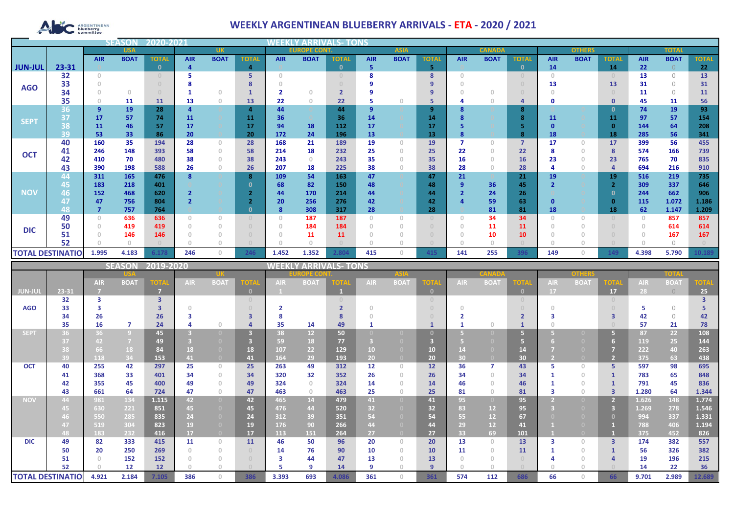# WEEKLY ARGENTINEAN BLUEBERRY ARRIVALS - ETA - 2020 / 2021

## SEASON 2020-2021 — WEEKLY ARRIVALS- TONS

| | | USA | | | UK | | | EUROPE CONT. | | | ASIA | | | CANADA | | | OTHERS | | | TOTAL | | |
|---|---|---|---|---|---|---|---|---|---|---|---|---|---|---|---|---|---|---|---|---|---|---|
| | | AIR | BOAT | TOTAL | AIR | BOAT | TOTAL | AIR | BOAT | TOTAL | AIR | BOAT | TOTAL | AIR | BOAT | TOTAL | AIR | BOAT | TOTAL | AIR | BOAT | TOTAL |
| JUN-JUL | 23-31 | 0 | | 0 | 4 | | 4 | 0 | | 0 | 5 | | 5 | 0 | | 0 | 14 | | 14 | 22 | 0 | 22 |
| AGO | 32 | 0 | | 0 | 5 | | 5 | 0 | | 0 | 8 | | 8 | 0 | | 0 | 0 | | 0 | 13 | 0 | 13 |
| | 33 | 0 | | 0 | 8 | | 8 | 0 | | 0 | 9 | | 9 | 0 | | 0 | 13 | | 13 | 31 | 0 | 31 |
| | 34 | 0 | 0 | 0 | 1 | 0 | 1 | 2 | 0 | 2 | 9 | | 9 | 0 | 0 | 0 | 0 | | 0 | 11 | 0 | 11 |
| | 35 | 0 | 11 | 11 | 13 | 0 | 13 | 22 | 0 | 22 | 5 | 0 | 5 | 4 | 0 | 4 | 0 | | 0 | 45 | 11 | 56 |
| SEPT | 36 | 9 | 19 | 28 | 4 | | 4 | 44 | | 44 | 9 | | 9 | 8 | | 8 | | | 0 | 74 | 19 | 93 |
| | 37 | 17 | 57 | 74 | 11 | | 11 | 36 | | 36 | 14 | | 14 | 8 | | 8 | 11 | | 11 | 97 | 57 | 154 |
| | 38 | 11 | 46 | 57 | 17 | | 17 | 94 | 18 | 112 | 17 | | 17 | 5 | | 5 | 0 | | 0 | 144 | 64 | 208 |
| | 39 | 53 | 33 | 86 | 20 | | 20 | 172 | 24 | 196 | 13 | | 13 | 8 | | 8 | 18 | | 18 | 285 | 56 | 341 |
| OCT | 40 | 160 | 35 | 194 | 28 | 0 | 28 | 168 | 21 | 189 | 19 | 0 | 19 | 7 | 0 | 7 | 17 | 0 | 17 | 399 | 56 | 455 |
| | 41 | 246 | 148 | 393 | 58 | 0 | 58 | 214 | 18 | 232 | 25 | 0 | 25 | 22 | 0 | 22 | 8 | 0 | 8 | 574 | 166 | 739 |
| | 42 | 410 | 70 | 480 | 38 | 0 | 38 | 243 | 0 | 243 | 35 | 0 | 35 | 16 | 0 | 16 | 23 | 0 | 23 | 765 | 70 | 835 |
| | 43 | 390 | 198 | 588 | 26 | 0 | 26 | 207 | 18 | 225 | 38 | 0 | 38 | 28 | 0 | 28 | 4 | 0 | 4 | 694 | 216 | 910 |
| NOV | 44 | 311 | 165 | 476 | 8 | | 8 | 109 | 54 | 163 | 47 | | 47 | 21 | | 21 | 19 | | 19 | 516 | 219 | 735 |
| | 45 | 183 | 218 | 401 | | | 0 | 68 | 82 | 150 | 48 | | 48 | 9 | 36 | 45 | 2 | | 2 | 309 | 337 | 646 |
| | 46 | 152 | 468 | 620 | 2 | | 2 | 44 | 170 | 214 | 44 | | 44 | 2 | 24 | 26 | | | 0 | 244 | 662 | 906 |
| | 47 | 47 | 756 | 804 | 2 | | 2 | 20 | 256 | 276 | 42 | | 42 | 4 | 59 | 63 | 0 | | 0 | 115 | 1.072 | 1.186 |
| | 48 | 7 | 757 | 764 | | | 0 | 8 | 308 | 317 | 28 | | 28 | | 81 | 81 | 18 | | 18 | 62 | 1.147 | 1.209 |
| DIC | 49 | 0 | 636 | 636 | 0 | 0 | 0 | 0 | 187 | 187 | 0 | 0 | 0 | 0 | 34 | 34 | 0 | 0 | 0 | 0 | 857 | 857 |
| | 50 | 0 | 419 | 419 | 0 | 0 | 0 | 0 | 184 | 184 | 0 | 0 | 0 | 0 | 11 | 11 | 0 | 0 | 0 | 0 | 614 | 614 |
| | 51 | 0 | 146 | 146 | 0 | 0 | 0 | 0 | 11 | 11 | 0 | 0 | 0 | 0 | 10 | 10 | 0 | 0 | 0 | 0 | 167 | 167 |
| | 52 | 0 | 0 | 0 | 0 | 0 | 0 | 0 | 0 | 0 | 0 | 0 | 0 | 0 | 0 | 0 | 0 | 0 | 0 | 0 | 0 | 0 |
| TOTAL DESTINATION | | 1.995 | 4.183 | 6.178 | 246 | 0 | 246 | 1.452 | 1.352 | 2.804 | 415 | 0 | 415 | 141 | 255 | 396 | 149 | 0 | 149 | 4.398 | 5.790 | 10.189 |

## SEASON 2019-2020 — WEEKLY ARRIVALS- TONS

| | | USA | | | UK | | | EUROPE CONT. | | | ASIA | | | CANADA | | | OTHERS | | | TOTAL | | |
|---|---|---|---|---|---|---|---|---|---|---|---|---|---|---|---|---|---|---|---|---|---|---|
| | | AIR | BOAT | TOTAL | AIR | BOAT | TOTAL | AIR | BOAT | TOTAL | AIR | BOAT | TOTAL | AIR | BOAT | TOTAL | AIR | BOAT | TOTAL | AIR | BOAT | TOTAL |
| JUN-JUL | 23-31 | 7 | | 7 | | | 0 | 1 | | 1 | | | 0 | | | 0 | 17 | | 17 | 28 | 0 | 25 |
| AGO | 32 | 3 | | 3 | | | 0 | | | 0 | | | 0 | | | 0 | | | 0 | | | 3 |
| | 33 | 3 | | 3 | 0 | | 0 | 2 | | 2 | 0 | | 0 | 0 | | 0 | 0 | | 0 | 5 | 0 | 5 |
| | 34 | 26 | | 26 | 3 | | 3 | 8 | | 8 | 0 | | 0 | 2 | | 2 | 3 | | 3 | 42 | 0 | 42 |
| | 35 | 16 | 7 | 24 | 4 | 0 | 4 | 35 | 14 | 49 | 1 | | 1 | 1 | 0 | 1 | 0 | | 0 | 57 | 21 | 78 |
| SEPT | 36 | 36 | 9 | 45 | 3 | 0 | 3 | 38 | 12 | 50 | 0 | 0 | 0 | 5 | 0 | 5 | 5 | 0 | 5 | 87 | 22 | 108 |
| | 37 | 42 | 7 | 49 | 3 | 0 | 3 | 59 | 18 | 77 | 3 | 0 | 3 | 5 | 0 | 5 | 6 | 0 | 6 | 119 | 25 | 144 |
| | 38 | 66 | 18 | 84 | 18 | 0 | 18 | 107 | 22 | 129 | 10 | 0 | 10 | 14 | 0 | 14 | 7 | 0 | 7 | 222 | 40 | 263 |
| | 39 | 118 | 34 | 153 | 41 | 0 | 41 | 164 | 29 | 193 | 20 | 0 | 20 | 30 | 0 | 30 | 2 | 0 | 2 | 375 | 63 | 438 |
| OCT | 40 | 255 | 42 | 297 | 25 | 0 | 25 | 263 | 49 | 312 | 12 | 0 | 12 | 36 | 7 | 43 | 5 | 0 | 5 | 597 | 98 | 695 |
| | 41 | 368 | 33 | 401 | 34 | 0 | 34 | 320 | 32 | 352 | 26 | 0 | 26 | 34 | 0 | 34 | 1 | 0 | 1 | 783 | 65 | 848 |
| | 42 | 355 | 45 | 400 | 49 | 0 | 49 | 324 | 0 | 324 | 14 | 0 | 14 | 46 | 0 | 46 | 1 | 0 | 1 | 791 | 45 | 836 |
| | 43 | 661 | 64 | 724 | 47 | 0 | 47 | 463 | 0 | 463 | 25 | 0 | 25 | 81 | 0 | 81 | 3 | 0 | 3 | 1.280 | 64 | 1.344 |
| NOV | 44 | 981 | 134 | 1.115 | 42 | 0 | 42 | 465 | 14 | 479 | 41 | 0 | 41 | 95 | 0 | 95 | 2 | 0 | 2 | 1.626 | 148 | 1.774 |
| | 45 | 630 | 221 | 851 | 45 | 0 | 45 | 476 | 44 | 520 | 32 | 0 | 32 | 83 | 12 | 95 | 3 | 0 | 3 | 1.269 | 278 | 1.546 |
| | 46 | 550 | 285 | 835 | 24 | 0 | 24 | 312 | 39 | 351 | 54 | 0 | 54 | 55 | 12 | 67 | 0 | 0 | 0 | 994 | 337 | 1.331 |
| | 47 | 519 | 304 | 823 | 19 | 0 | 19 | 176 | 90 | 266 | 44 | 0 | 44 | 29 | 12 | 41 | 1 | 0 | 1 | 788 | 406 | 1.194 |
| | 48 | 183 | 232 | 416 | 17 | 0 | 17 | 113 | 151 | 264 | 27 | 0 | 27 | 33 | 69 | 101 | 1 | 0 | 1 | 375 | 452 | 826 |
| DIC | 49 | 82 | 333 | 415 | 11 | 0 | 11 | 46 | 50 | 96 | 20 | 0 | 20 | 13 | 0 | 13 | 3 | 0 | 3 | 174 | 382 | 557 |
| | 50 | 20 | 250 | 269 | 0 | 0 | 0 | 14 | 76 | 90 | 10 | 0 | 10 | 11 | 0 | 11 | 1 | 0 | 1 | 56 | 326 | 382 |
| | 51 | 0 | 152 | 152 | 0 | 0 | 0 | 3 | 44 | 47 | 13 | 0 | 13 | 0 | 0 | 0 | 4 | 0 | 4 | 19 | 196 | 215 |
| | 52 | 0 | 12 | 12 | 0 | 0 | 0 | 5 | 9 | 14 | 9 | 0 | 9 | 0 | 0 | 0 | 0 | 0 | 0 | 14 | 22 | 36 |
| TOTAL DESTINATION | | 4.921 | 2.184 | 7.105 | 386 | 0 | 386 | 3.393 | 693 | 4.086 | 361 | 0 | 361 | 574 | 112 | 686 | 66 | 0 | 66 | 9.701 | 2.989 | 12.689 |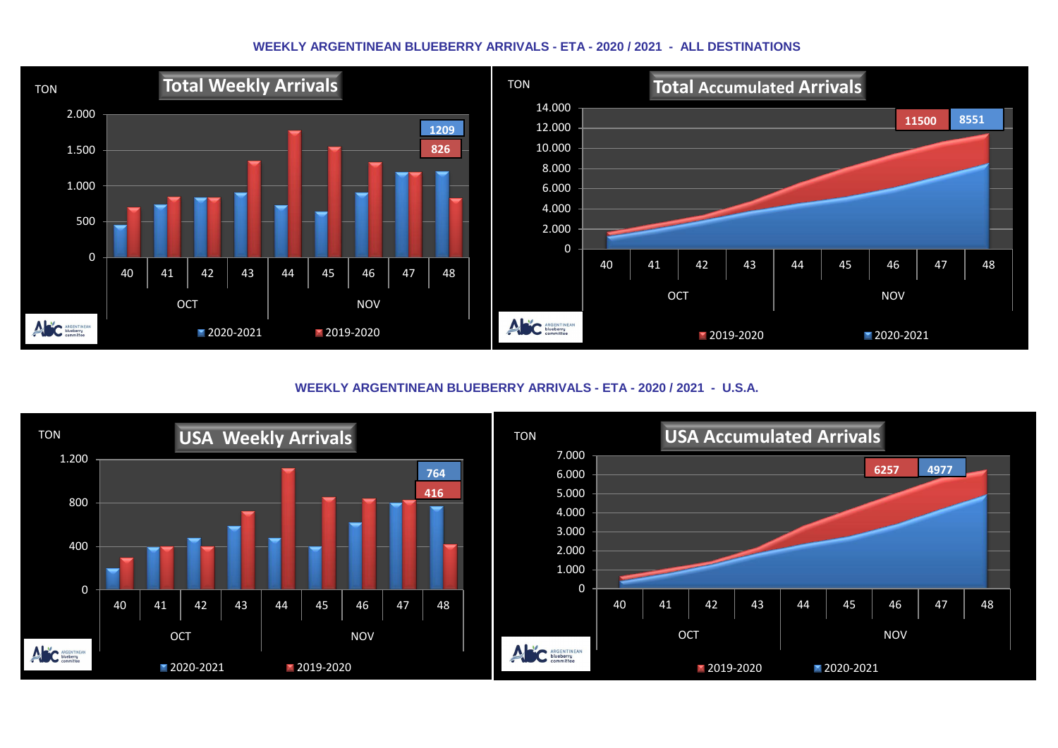**WEEKLY ARGENTINEAN BLUEBERRY ARRIVALS - ETA - 2020 / 2021 - ALL DESTINATIONS**

**Total Weekly Arrivals**

TON

2020-2021: 1209 | 2019-2020: 826

**Total Accumulated Arrivals**

TON

2019-2020: 11500 | 2020-2021: 8551

**WEEKLY ARGENTINEAN BLUEBERRY ARRIVALS - ETA - 2020 / 2021 - U.S.A.**

**USA Weekly Arrivals**

TON

2020-2021: 764 | 2019-2020: 416

**USA Accumulated Arrivals**

TON

2019-2020: 6257 | 2020-2021: 4977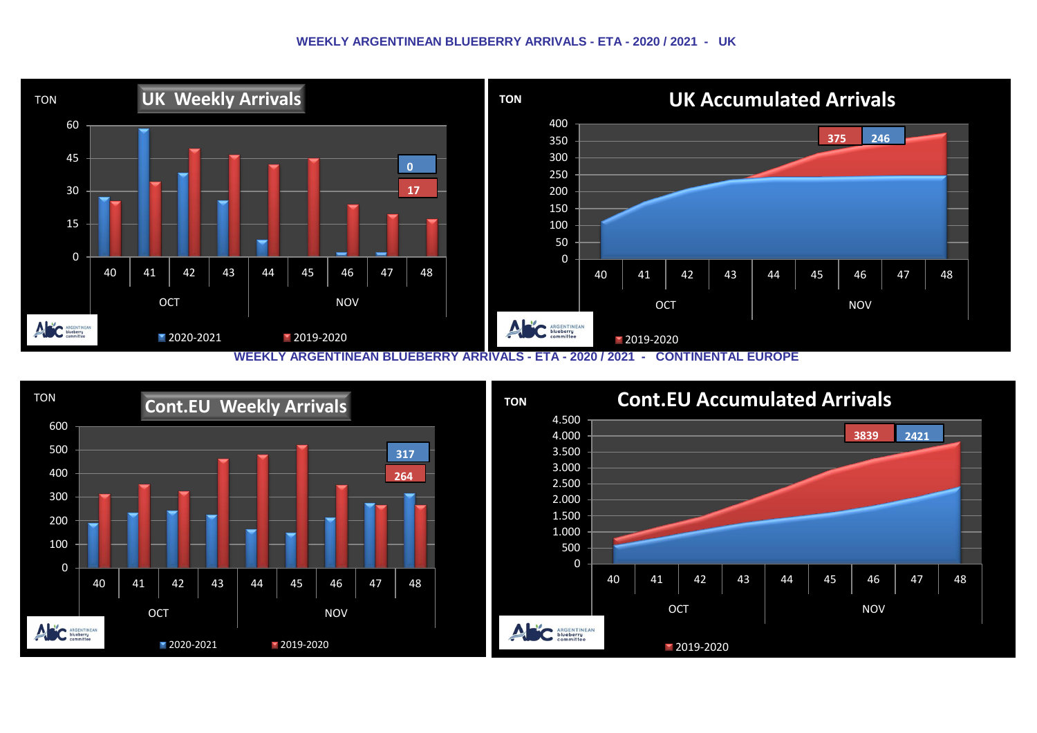## WEEKLY ARGENTINEAN BLUEBERRY ARRIVALS - ETA - 2020 / 2021 - UK

**UK Weekly Arrivals**

TON

| Week | 40 | 41 | 42 | 43 | 44 | 45 | 46 | 47 | 48 |
|---|---|---|---|---|---|---|---|---|---|
| Month | OCT | | | | NOV | | | | |

2020-2021: 0
2019-2020: 17

**UK Accumulated Arrivals**

TON

2019-2020: 375
2020-2021: 246

## WEEKLY ARGENTINEAN BLUEBERRY ARRIVALS - ETA - 2020 / 2021 - CONTINENTAL EUROPE

**Cont.EU Weekly Arrivals**

TON

| Week | 40 | 41 | 42 | 43 | 44 | 45 | 46 | 47 | 48 |
|---|---|---|---|---|---|---|---|---|---|
| Month | OCT | | | | NOV | | | | |

2020-2021: 317
2019-2020: 264

**Cont.EU Accumulated Arrivals**

TON

2019-2020: 3839
2020-2021: 2421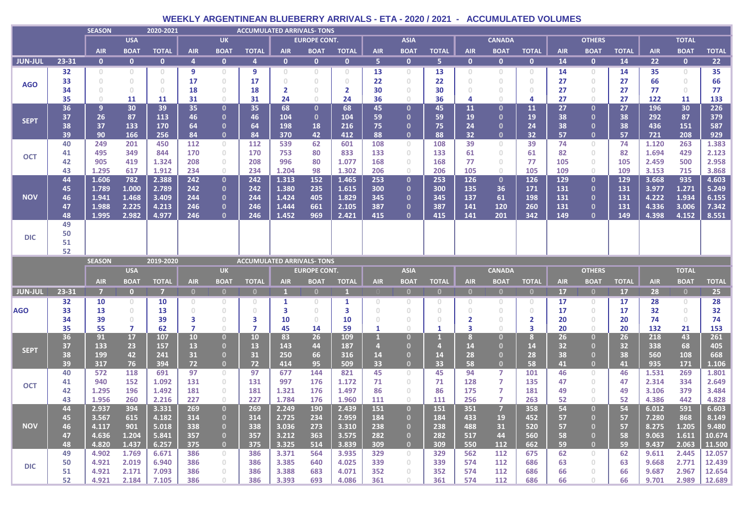# WEEKLY ARGENTINEAN BLUEBERRY ARRIVALS - ETA - 2020 / 2021 - ACCUMULATED VOLUMES

| | | SEASON 2020-2021 | | | | | ACCUMULATED ARRIVALS- TONS | | | | | | | | | | | | | | | |
|---|---|---|---|---|---|---|---|---|---|---|---|---|---|---|---|---|---|---|---|---|---|---|
| | | USA | | | UK | | | EUROPE CONT. | | | ASIA | | | CANADA | | | OTHERS | | | TOTAL | | |
| | | AIR | BOAT | TOTAL | AIR | BOAT | TOTAL | AIR | BOAT | TOTAL | AIR | BOAT | TOTAL | AIR | BOAT | TOTAL | AIR | BOAT | TOTAL | AIR | BOAT | TOTAL |
| JUN-JUL | 23-31 | 0 | 0 | 0 | 4 | 0 | 4 | 0 | 0 | 0 | 5 | 0 | 5 | 0 | 0 | 0 | 14 | 0 | 14 | 22 | 0 | 22 |
| AGO | 32 | 0 | 0 | 0 | 9 | 0 | 9 | 0 | 0 | 0 | 13 | 0 | 13 | 0 | 0 | 0 | 14 | 0 | 14 | 35 | 0 | 35 |
| | 33 | 0 | 0 | 0 | 17 | 0 | 17 | 0 | 0 | 0 | 22 | 0 | 22 | 0 | 0 | 0 | 27 | 0 | 27 | 66 | 0 | 66 |
| | 34 | 0 | 0 | 0 | 18 | 0 | 18 | 2 | 0 | 2 | 30 | 0 | 30 | 0 | 0 | 0 | 27 | 0 | 27 | 77 | 0 | 77 |
| | 35 | 0 | 11 | 11 | 31 | 0 | 31 | 24 | 0 | 24 | 36 | 0 | 36 | 4 | 0 | 4 | 27 | 0 | 27 | 122 | 11 | 133 |
| SEPT | 36 | 9 | 30 | 39 | 35 | 0 | 35 | 68 | 0 | 68 | 45 | 0 | 45 | 11 | 0 | 11 | 27 | 0 | 27 | 196 | 30 | 226 |
| | 37 | 26 | 87 | 113 | 46 | 0 | 46 | 104 | 0 | 104 | 59 | 0 | 59 | 19 | 0 | 19 | 38 | 0 | 38 | 292 | 87 | 379 |
| | 38 | 37 | 133 | 170 | 64 | 0 | 64 | 198 | 18 | 216 | 75 | 0 | 75 | 24 | 0 | 24 | 38 | 0 | 38 | 436 | 151 | 587 |
| | 39 | 90 | 166 | 256 | 84 | 0 | 84 | 370 | 42 | 412 | 88 | 0 | 88 | 32 | 0 | 32 | 57 | 0 | 57 | 721 | 208 | 929 |
| OCT | 40 | 249 | 201 | 450 | 112 | 0 | 112 | 539 | 62 | 601 | 108 | 0 | 108 | 39 | 0 | 39 | 74 | 0 | 74 | 1.120 | 263 | 1.383 |
| | 41 | 495 | 349 | 844 | 170 | 0 | 170 | 753 | 80 | 833 | 133 | 0 | 133 | 61 | 0 | 61 | 82 | 0 | 82 | 1.694 | 429 | 2.123 |
| | 42 | 905 | 419 | 1.324 | 208 | 0 | 208 | 996 | 80 | 1.077 | 168 | 0 | 168 | 77 | 0 | 77 | 105 | 0 | 105 | 2.459 | 500 | 2.958 |
| | 43 | 1.295 | 617 | 1.912 | 234 | 0 | 234 | 1.204 | 98 | 1.302 | 206 | 0 | 206 | 105 | 0 | 105 | 109 | 0 | 109 | 3.153 | 715 | 3.868 |
| NOV | 44 | 1.606 | 782 | 2.388 | 242 | 0 | 242 | 1.313 | 152 | 1.465 | 253 | 0 | 253 | 126 | 0 | 126 | 129 | 0 | 129 | 3.668 | 935 | 4.603 |
| | 45 | 1.789 | 1.000 | 2.789 | 242 | 0 | 242 | 1.380 | 235 | 1.615 | 300 | 0 | 300 | 135 | 36 | 171 | 131 | 0 | 131 | 3.977 | 1.271 | 5.249 |
| | 46 | 1.941 | 1.468 | 3.409 | 244 | 0 | 244 | 1.424 | 405 | 1.829 | 345 | 0 | 345 | 137 | 61 | 198 | 131 | 0 | 131 | 4.222 | 1.934 | 6.155 |
| | 47 | 1.988 | 2.225 | 4.213 | 246 | 0 | 246 | 1.444 | 661 | 2.105 | 387 | 0 | 387 | 141 | 120 | 260 | 131 | 0 | 131 | 4.336 | 3.006 | 7.342 |
| | 48 | 1.995 | 2.982 | 4.977 | 246 | 0 | 246 | 1.452 | 969 | 2.421 | 415 | 0 | 415 | 141 | 201 | 342 | 149 | 0 | 149 | 4.398 | 4.152 | 8.551 |
| DIC | 49 | | | | | | | | | | | | | | | | | | | | | |
| | 50 | | | | | | | | | | | | | | | | | | | | | |
| | 51 | | | | | | | | | | | | | | | | | | | | | |
| | 52 | | | | | | | | | | | | | | | | | | | | | |

| | | SEASON 2019-2020 | | | | | ACCUMULATED ARRIVALS- TONS | | | | | | | | | | | | | | | |
|---|---|---|---|---|---|---|---|---|---|---|---|---|---|---|---|---|---|---|---|---|---|---|
| | | USA | | | UK | | | EUROPE CONT. | | | ASIA | | | CANADA | | | OTHERS | | | TOTAL | | |
| | | AIR | BOAT | TOTAL | AIR | BOAT | TOTAL | AIR | BOAT | TOTAL | AIR | BOAT | TOTAL | AIR | BOAT | TOTAL | AIR | BOAT | TOTAL | AIR | BOAT | TOTAL |
| JUN-JUL | 23-31 | 7 | 0 | 7 | 0 | 0 | 0 | 1 | 0 | 1 | 0 | 0 | 0 | 0 | 0 | 0 | 17 | 0 | 17 | 28 | 0 | 25 |
| AGO | 32 | 10 | 0 | 10 | 0 | 0 | 0 | 1 | 0 | 1 | 0 | 0 | 0 | 0 | 0 | 0 | 17 | 0 | 17 | 28 | 0 | 28 |
| | 33 | 13 | 0 | 13 | 0 | 0 | 0 | 3 | 0 | 3 | 0 | 0 | 0 | 0 | 0 | 0 | 17 | 0 | 17 | 32 | 0 | 32 |
| | 34 | 39 | 0 | 39 | 3 | 0 | 3 | 10 | 0 | 10 | 0 | 0 | 0 | 2 | 0 | 2 | 20 | 0 | 20 | 74 | 0 | 74 |
| | 35 | 55 | 7 | 62 | 7 | 0 | 7 | 45 | 14 | 59 | 1 | 0 | 1 | 3 | 0 | 3 | 20 | 0 | 20 | 132 | 21 | 153 |
| SEPT | 36 | 91 | 17 | 107 | 10 | 0 | 10 | 83 | 26 | 109 | 1 | 0 | 1 | 8 | 0 | 8 | 26 | 0 | 26 | 218 | 43 | 261 |
| | 37 | 133 | 23 | 157 | 13 | 0 | 13 | 143 | 44 | 187 | 4 | 0 | 4 | 14 | 0 | 14 | 32 | 0 | 32 | 338 | 68 | 405 |
| | 38 | 199 | 42 | 241 | 31 | 0 | 31 | 250 | 66 | 316 | 14 | 0 | 14 | 28 | 0 | 28 | 38 | 0 | 38 | 560 | 108 | 668 |
| | 39 | 317 | 76 | 394 | 72 | 0 | 72 | 414 | 95 | 509 | 33 | 0 | 33 | 58 | 0 | 58 | 41 | 0 | 41 | 935 | 171 | 1.106 |
| OCT | 40 | 572 | 118 | 691 | 97 | 0 | 97 | 677 | 144 | 821 | 45 | 0 | 45 | 94 | 7 | 101 | 46 | 0 | 46 | 1.531 | 269 | 1.801 |
| | 41 | 940 | 152 | 1.092 | 131 | 0 | 131 | 997 | 176 | 1.172 | 71 | 0 | 71 | 128 | 7 | 135 | 47 | 0 | 47 | 2.314 | 334 | 2.649 |
| | 42 | 1.295 | 196 | 1.492 | 181 | 0 | 181 | 1.321 | 176 | 1.497 | 86 | 0 | 86 | 175 | 7 | 181 | 49 | 0 | 49 | 3.106 | 379 | 3.484 |
| | 43 | 1.956 | 260 | 2.216 | 227 | 0 | 227 | 1.784 | 176 | 1.960 | 111 | 0 | 111 | 256 | 7 | 263 | 52 | 0 | 52 | 4.386 | 442 | 4.828 |
| NOV | 44 | 2.937 | 394 | 3.331 | 269 | 0 | 269 | 2.249 | 190 | 2.439 | 151 | 0 | 151 | 351 | 7 | 358 | 54 | 0 | 54 | 6.012 | 591 | 6.603 |
| | 45 | 3.567 | 615 | 4.182 | 314 | 0 | 314 | 2.725 | 234 | 2.959 | 184 | 0 | 184 | 433 | 19 | 452 | 57 | 0 | 57 | 7.280 | 868 | 8.149 |
| | 46 | 4.117 | 901 | 5.018 | 338 | 0 | 338 | 3.036 | 273 | 3.310 | 238 | 0 | 238 | 488 | 31 | 520 | 57 | 0 | 57 | 8.275 | 1.205 | 9.480 |
| | 47 | 4.636 | 1.204 | 5.841 | 357 | 0 | 357 | 3.212 | 363 | 3.575 | 282 | 0 | 282 | 517 | 44 | 560 | 58 | 0 | 58 | 9.063 | 1.611 | 10.674 |
| | 48 | 4.820 | 1.437 | 6.257 | 375 | 0 | 375 | 3.325 | 514 | 3.839 | 309 | 0 | 309 | 550 | 112 | 662 | 59 | 0 | 59 | 9.437 | 2.063 | 11.500 |
| DIC | 49 | 4.902 | 1.769 | 6.671 | 386 | 0 | 386 | 3.371 | 564 | 3.935 | 329 | 0 | 329 | 562 | 112 | 675 | 62 | 0 | 62 | 9.611 | 2.445 | 12.057 |
| | 50 | 4.921 | 2.019 | 6.940 | 386 | 0 | 386 | 3.385 | 640 | 4.025 | 339 | 0 | 339 | 574 | 112 | 686 | 63 | 0 | 63 | 9.668 | 2.771 | 12.439 |
| | 51 | 4.921 | 2.171 | 7.093 | 386 | 0 | 386 | 3.388 | 683 | 4.071 | 352 | 0 | 352 | 574 | 112 | 686 | 66 | 0 | 66 | 9.687 | 2.967 | 12.654 |
| | 52 | 4.921 | 2.184 | 7.105 | 386 | 0 | 386 | 3.393 | 693 | 4.086 | 361 | 0 | 361 | 574 | 112 | 686 | 66 | 0 | 66 | 9.701 | 2.989 | 12.689 |